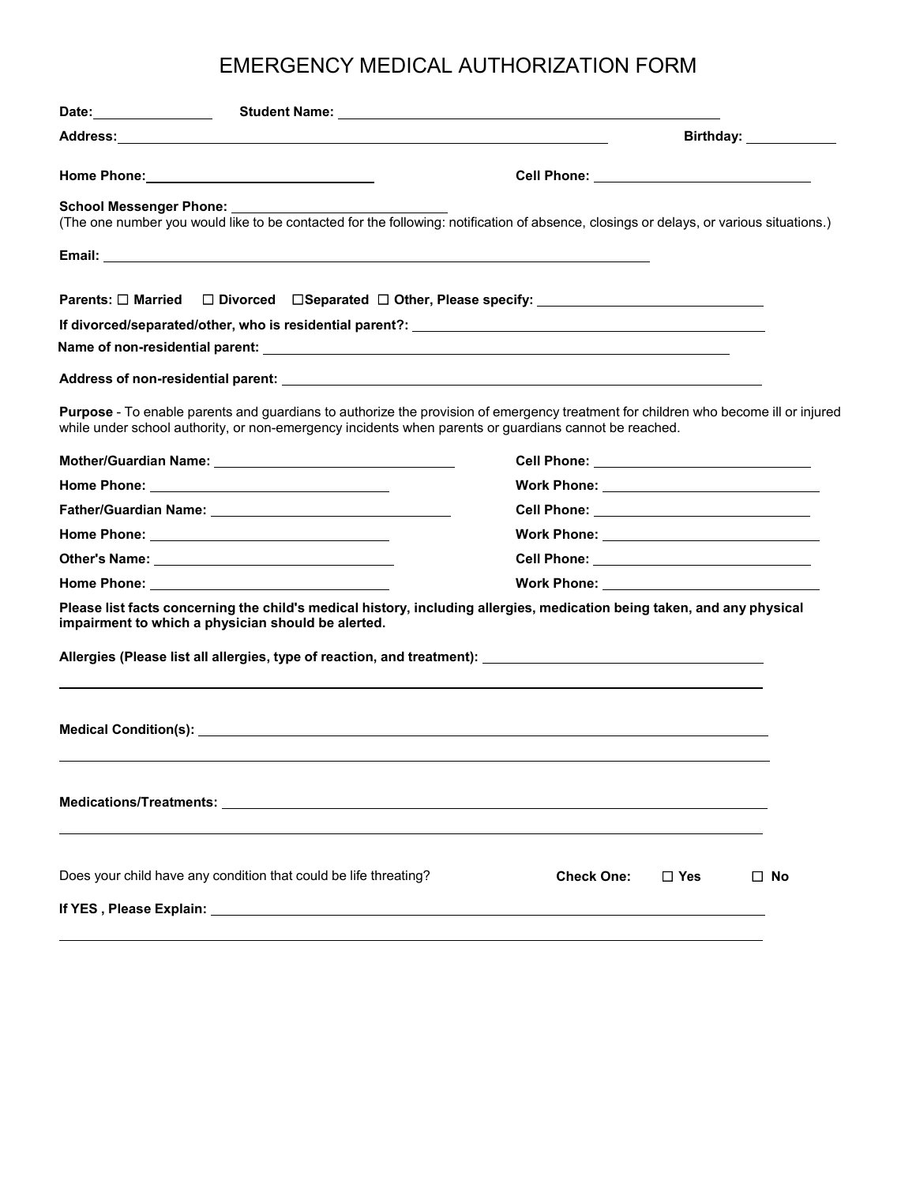# EMERGENCY MEDICAL AUTHORIZATION FORM

**Date:** \_\_\_\_\_\_\_\_\_\_\_\_\_\_\_\_ **Student Name:** \_\_\_\_\_\_\_\_\_\_\_\_\_\_\_\_\_\_\_\_\_\_\_\_\_\_\_\_\_\_\_\_\_\_\_\_\_\_\_\_\_\_\_\_\_\_\_\_

**Address:** \_\_\_\_\_\_\_\_\_\_\_\_\_\_\_\_\_\_\_\_\_\_\_\_\_\_\_\_\_\_\_\_\_\_\_\_\_\_\_\_\_\_\_\_\_\_\_\_\_\_\_\_\_\_\_\_\_\_\_\_\_\_ **Birthday:** \_\_\_\_\_\_\_\_\_\_\_\_

**Home Phone:** \_\_\_\_\_\_\_\_\_\_\_\_\_\_\_\_\_\_\_\_\_\_\_\_\_\_\_\_\_\_ **Cell Phone:** \_\_\_\_\_\_\_\_\_\_\_\_\_\_\_\_\_\_\_\_\_\_\_\_\_\_\_\_\_\_

**School Messenger Phone:** \_\_\_\_\_\_\_\_\_\_\_\_\_\_\_\_\_\_\_\_\_\_\_\_\_\_\_\_
(The one number you would like to be contacted for the following: notification of absence, closings or delays, or various situations.)

**Email:** \_\_\_\_\_\_\_\_\_\_\_\_\_\_\_\_\_\_\_\_\_\_\_\_\_\_\_\_\_\_\_\_\_\_\_\_\_\_\_\_\_\_\_\_\_\_\_\_\_\_\_\_\_\_\_\_\_\_\_\_\_\_\_\_\_\_\_\_\_\_\_\_

**Parents:** ☐ **Married** ☐ **Divorced** ☐**Separated** ☐ **Other, Please specify:** \_\_\_\_\_\_\_\_\_\_\_\_\_\_\_\_\_\_\_\_\_\_\_\_\_\_\_\_\_\_

**If divorced/separated/other, who is residential parent?:** \_\_\_\_\_\_\_\_\_\_\_\_\_\_\_\_\_\_\_\_\_\_\_\_\_\_\_\_\_\_\_\_\_\_\_\_\_\_\_\_\_\_\_\_\_\_

**Name of non-residential parent:** \_\_\_\_\_\_\_\_\_\_\_\_\_\_\_\_\_\_\_\_\_\_\_\_\_\_\_\_\_\_\_\_\_\_\_\_\_\_\_\_\_\_\_\_\_\_\_\_\_\_\_\_\_\_\_\_\_\_\_\_

**Address of non-residential parent:** \_\_\_\_\_\_\_\_\_\_\_\_\_\_\_\_\_\_\_\_\_\_\_\_\_\_\_\_\_\_\_\_\_\_\_\_\_\_\_\_\_\_\_\_\_\_\_\_\_\_\_\_\_\_\_\_\_\_\_\_

**Purpose** - To enable parents and guardians to authorize the provision of emergency treatment for children who become ill or injured while under school authority, or non-emergency incidents when parents or guardians cannot be reached.

**Mother/Guardian Name:** \_\_\_\_\_\_\_\_\_\_\_\_\_\_\_\_\_\_\_\_\_\_\_\_\_\_\_\_\_\_ **Cell Phone:** \_\_\_\_\_\_\_\_\_\_\_\_\_\_\_\_\_\_\_\_\_\_\_\_\_\_\_\_\_\_

**Home Phone:** \_\_\_\_\_\_\_\_\_\_\_\_\_\_\_\_\_\_\_\_\_\_\_\_\_\_\_\_\_\_ **Work Phone:** \_\_\_\_\_\_\_\_\_\_\_\_\_\_\_\_\_\_\_\_\_\_\_\_\_\_\_\_\_\_

**Father/Guardian Name:** \_\_\_\_\_\_\_\_\_\_\_\_\_\_\_\_\_\_\_\_\_\_\_\_\_\_\_\_\_\_ **Cell Phone:** \_\_\_\_\_\_\_\_\_\_\_\_\_\_\_\_\_\_\_\_\_\_\_\_\_\_\_\_\_\_

**Home Phone:** \_\_\_\_\_\_\_\_\_\_\_\_\_\_\_\_\_\_\_\_\_\_\_\_\_\_\_\_\_\_ **Work Phone:** \_\_\_\_\_\_\_\_\_\_\_\_\_\_\_\_\_\_\_\_\_\_\_\_\_\_\_\_\_\_

**Other's Name:** \_\_\_\_\_\_\_\_\_\_\_\_\_\_\_\_\_\_\_\_\_\_\_\_\_\_\_\_\_\_ **Cell Phone:** \_\_\_\_\_\_\_\_\_\_\_\_\_\_\_\_\_\_\_\_\_\_\_\_\_\_\_\_\_\_

**Home Phone:** \_\_\_\_\_\_\_\_\_\_\_\_\_\_\_\_\_\_\_\_\_\_\_\_\_\_\_\_\_\_ **Work Phone:** \_\_\_\_\_\_\_\_\_\_\_\_\_\_\_\_\_\_\_\_\_\_\_\_\_\_\_\_\_\_

**Please list facts concerning the child's medical history, including allergies, medication being taken, and any physical impairment to which a physician should be alerted.**

**Allergies (Please list all allergies, type of reaction, and treatment):** \_\_\_\_\_\_\_\_\_\_\_\_\_\_\_\_\_\_\_\_\_\_\_\_\_\_\_\_\_\_\_\_\_\_\_\_

\_\_\_\_\_\_\_\_\_\_\_\_\_\_\_\_\_\_\_\_\_\_\_\_\_\_\_\_\_\_\_\_\_\_\_\_\_\_\_\_\_\_\_\_\_\_\_\_\_\_\_\_\_\_\_\_\_\_\_\_\_\_\_\_\_\_\_\_\_\_\_\_\_\_\_\_\_\_\_\_\_\_\_\_\_\_

**Medical Condition(s):** \_\_\_\_\_\_\_\_\_\_\_\_\_\_\_\_\_\_\_\_\_\_\_\_\_\_\_\_\_\_\_\_\_\_\_\_\_\_\_\_\_\_\_\_\_\_\_\_\_\_\_\_\_\_\_\_\_\_\_\_\_\_\_\_\_\_\_\_\_\_\_\_

\_\_\_\_\_\_\_\_\_\_\_\_\_\_\_\_\_\_\_\_\_\_\_\_\_\_\_\_\_\_\_\_\_\_\_\_\_\_\_\_\_\_\_\_\_\_\_\_\_\_\_\_\_\_\_\_\_\_\_\_\_\_\_\_\_\_\_\_\_\_\_\_\_\_\_\_\_\_\_\_\_\_\_\_\_\_

**Medications/Treatments:** \_\_\_\_\_\_\_\_\_\_\_\_\_\_\_\_\_\_\_\_\_\_\_\_\_\_\_\_\_\_\_\_\_\_\_\_\_\_\_\_\_\_\_\_\_\_\_\_\_\_\_\_\_\_\_\_\_\_\_\_\_\_\_\_\_\_\_\_\_

\_\_\_\_\_\_\_\_\_\_\_\_\_\_\_\_\_\_\_\_\_\_\_\_\_\_\_\_\_\_\_\_\_\_\_\_\_\_\_\_\_\_\_\_\_\_\_\_\_\_\_\_\_\_\_\_\_\_\_\_\_\_\_\_\_\_\_\_\_\_\_\_\_\_\_\_\_\_\_\_\_\_\_\_\_\_

Does your child have any condition that could be life threating? **Check One:** ☐ **Yes** ☐ **No**

**If YES , Please Explain:** \_\_\_\_\_\_\_\_\_\_\_\_\_\_\_\_\_\_\_\_\_\_\_\_\_\_\_\_\_\_\_\_\_\_\_\_\_\_\_\_\_\_\_\_\_\_\_\_\_\_\_\_\_\_\_\_\_\_\_\_\_\_\_\_\_\_\_\_\_\_

\_\_\_\_\_\_\_\_\_\_\_\_\_\_\_\_\_\_\_\_\_\_\_\_\_\_\_\_\_\_\_\_\_\_\_\_\_\_\_\_\_\_\_\_\_\_\_\_\_\_\_\_\_\_\_\_\_\_\_\_\_\_\_\_\_\_\_\_\_\_\_\_\_\_\_\_\_\_\_\_\_\_\_\_\_\_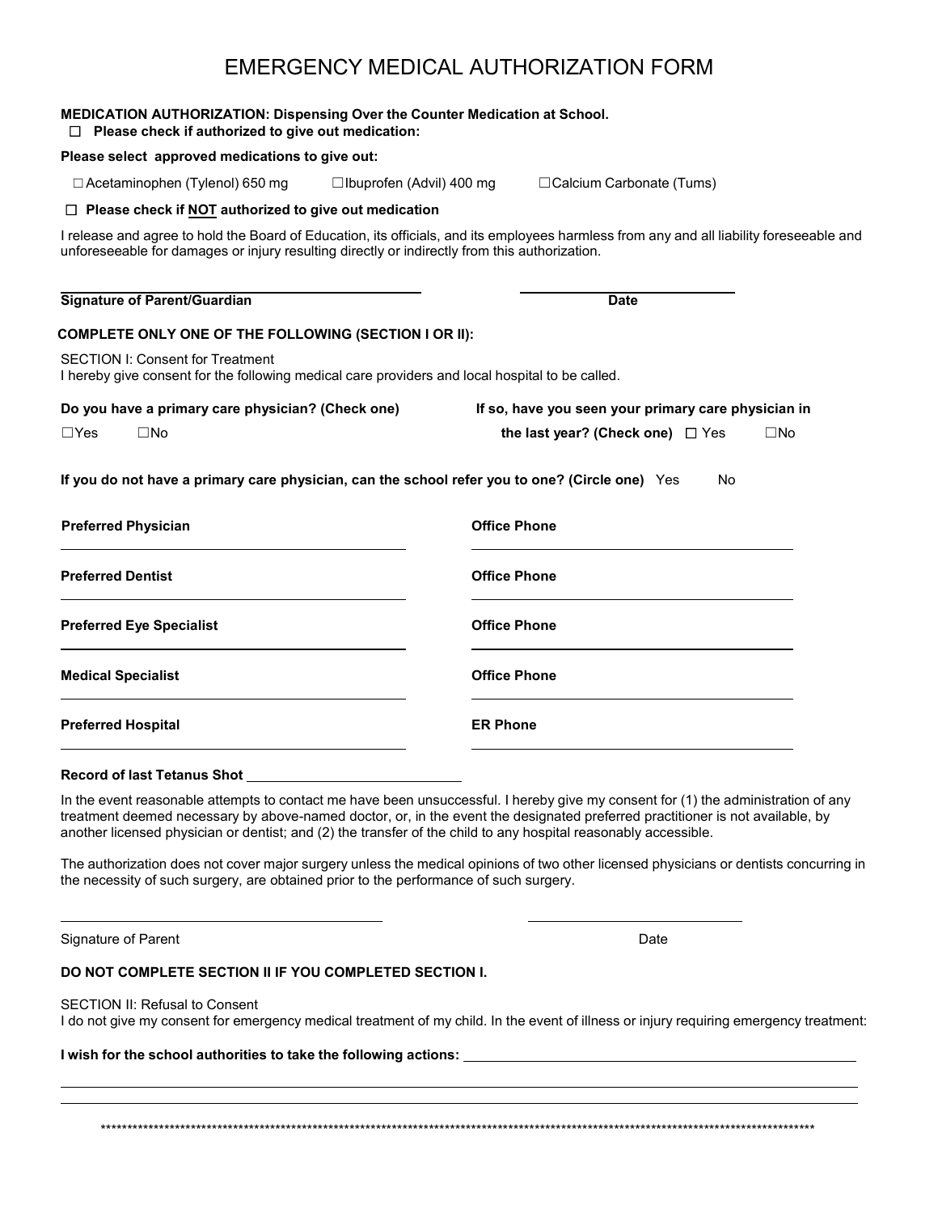# EMERGENCY MEDICAL AUTHORIZATION FORM

**MEDICATION AUTHORIZATION: Dispensing Over the Counter Medication at School.**

☐ **Please check if authorized to give out medication:**

**Please select approved medications to give out:**

☐ Acetaminophen (Tylenol) 650 mg ☐ Ibuprofen (Advil) 400 mg ☐ Calcium Carbonate (Tums)

☐ **Please check if <u>NOT</u> authorized to give out medication**

I release and agree to hold the Board of Education, its officials, and its employees harmless from any and all liability foreseeable and unforeseeable for damages or injury resulting directly or indirectly from this authorization.

______________________________ ______________________

**Signature of Parent/Guardian** **Date**

**COMPLETE ONLY ONE OF THE FOLLOWING (SECTION I OR II):**

SECTION I: Consent for Treatment

I hereby give consent for the following medical care providers and local hospital to be called.

**Do you have a primary care physician? (Check one)**

☐Yes ☐No

**If so, have you seen your primary care physician in the last year? (Check one)** ☐ Yes ☐No

**If you do not have a primary care physician, can the school refer you to one? (Circle one)** Yes No

**Preferred Physician** ______________________ **Office Phone** ______________________

**Preferred Dentist** ______________________ **Office Phone** ______________________

**Preferred Eye Specialist** ______________________ **Office Phone** ______________________

**Medical Specialist** ______________________ **Office Phone** ______________________

**Preferred Hospital** ______________________ **ER Phone** ______________________

**Record of last Tetanus Shot** ______________________

In the event reasonable attempts to contact me have been unsuccessful. I hereby give my consent for (1) the administration of any treatment deemed necessary by above-named doctor, or, in the event the designated preferred practitioner is not available, by another licensed physician or dentist; and (2) the transfer of the child to any hospital reasonably accessible.

The authorization does not cover major surgery unless the medical opinions of two other licensed physicians or dentists concurring in the necessity of such surgery, are obtained prior to the performance of such surgery.

______________________________ ______________________

Signature of Parent Date

**DO NOT COMPLETE SECTION II IF YOU COMPLETED SECTION I.**

SECTION II: Refusal to Consent

I do not give my consent for emergency medical treatment of my child. In the event of illness or injury requiring emergency treatment:

**I wish for the school authorities to take the following actions:** ______________________

______________________________________________

______________________________________________

**************************************************************************************************************************************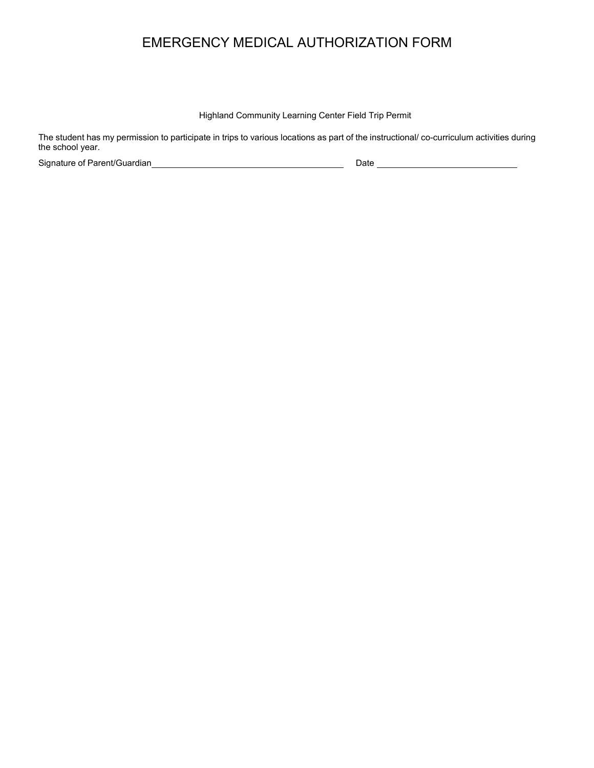# EMERGENCY MEDICAL AUTHORIZATION FORM

Highland Community Learning Center Field Trip Permit

The student has my permission to participate in trips to various locations as part of the instructional/ co-curriculum activities during the school year.

Signature of Parent/Guardian________________________________________ Date ______________________________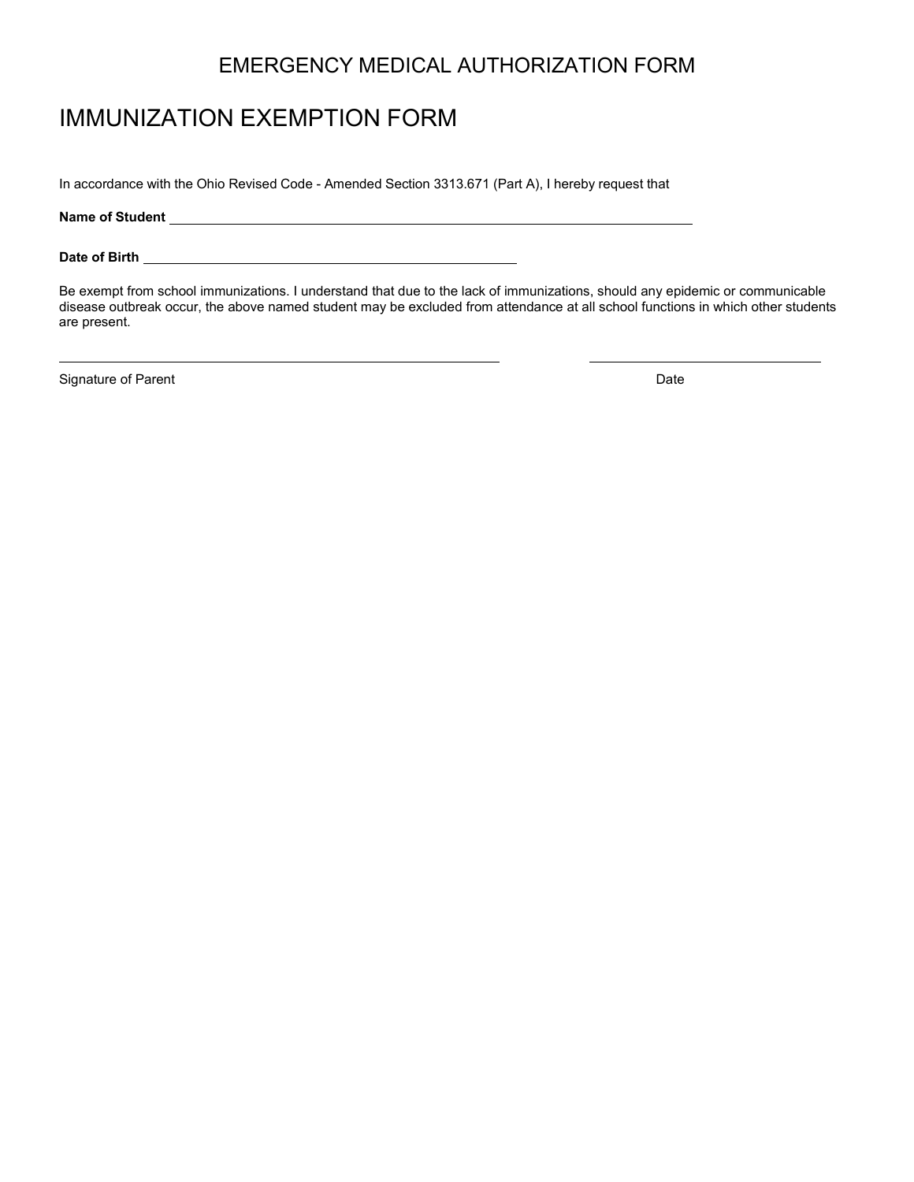EMERGENCY MEDICAL AUTHORIZATION FORM

# IMMUNIZATION EXEMPTION FORM

In accordance with the Ohio Revised Code - Amended Section 3313.671 (Part A), I hereby request that

**Name of Student** ______________________________________________________________

**Date of Birth** ____________________________________________

Be exempt from school immunizations. I understand that due to the lack of immunizations, should any epidemic or communicable disease outbreak occur, the above named student may be excluded from attendance at all school functions in which other students are present.

______________________________________________________ ____________________________

Signature of Parent Date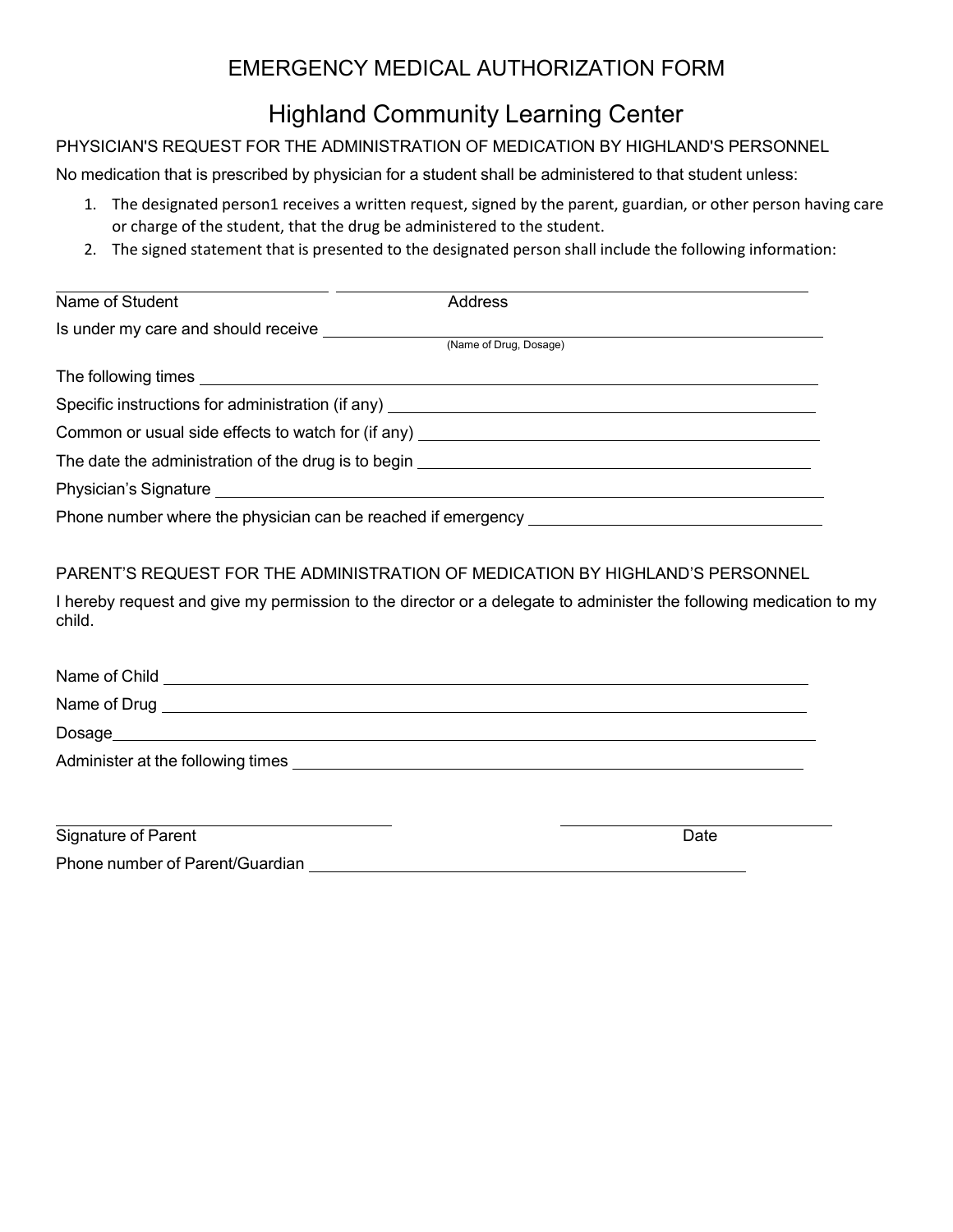# EMERGENCY MEDICAL AUTHORIZATION FORM

## Highland Community Learning Center

PHYSICIAN'S REQUEST FOR THE ADMINISTRATION OF MEDICATION BY HIGHLAND'S PERSONNEL

No medication that is prescribed by physician for a student shall be administered to that student unless:

1. The designated person1 receives a written request, signed by the parent, guardian, or other person having care or charge of the student, that the drug be administered to the student.
2. The signed statement that is presented to the designated person shall include the following information:

Name of Student ______________________ Address ______________________

Is under my care and should receive ______________________
(Name of Drug, Dosage)

The following times ______________________

Specific instructions for administration (if any) ______________________

Common or usual side effects to watch for (if any) ______________________

The date the administration of the drug is to begin ______________________

Physician's Signature ______________________

Phone number where the physician can be reached if emergency ______________________

PARENT'S REQUEST FOR THE ADMINISTRATION OF MEDICATION BY HIGHLAND'S PERSONNEL

I hereby request and give my permission to the director or a delegate to administer the following medication to my child.

Name of Child ______________________

Name of Drug ______________________

Dosage ______________________

Administer at the following times ______________________

______________________ ______________________
Signature of Parent Date

Phone number of Parent/Guardian ______________________